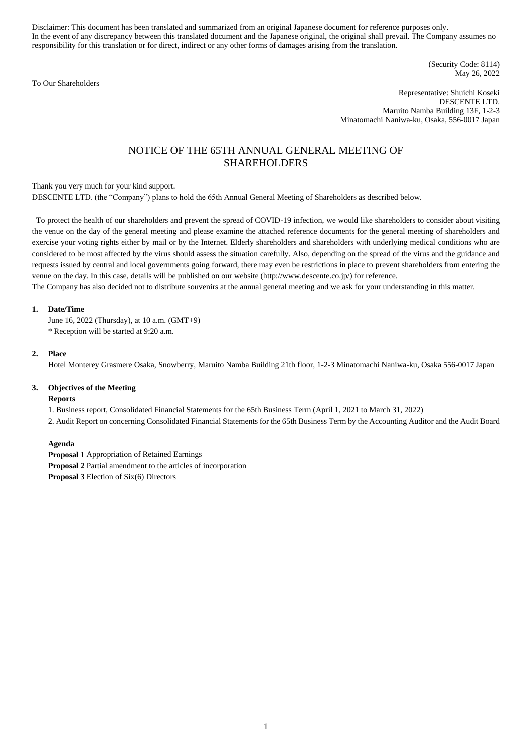Disclaimer: This document has been translated and summarized from an original Japanese document for reference purposes only. In the event of any discrepancy between this translated document and the Japanese original, the original shall prevail. The Company assumes no responsibility for this translation or for direct, indirect or any other forms of damages arising from the translation.

(Security Code: 8114)
May 26, 2022

To Our Shareholders

Representative: Shuichi Koseki
DESCENTE LTD.
Maruito Namba Building 13F, 1-2-3
Minatomachi Naniwa-ku, Osaka, 556-0017 Japan

# NOTICE OF THE 65TH ANNUAL GENERAL MEETING OF SHAREHOLDERS

Thank you very much for your kind support.
DESCENTE LTD. (the "Company") plans to hold the 65th Annual General Meeting of Shareholders as described below.

To protect the health of our shareholders and prevent the spread of COVID-19 infection, we would like shareholders to consider about visiting the venue on the day of the general meeting and please examine the attached reference documents for the general meeting of shareholders and exercise your voting rights either by mail or by the Internet. Elderly shareholders and shareholders with underlying medical conditions who are considered to be most affected by the virus should assess the situation carefully. Also, depending on the spread of the virus and the guidance and requests issued by central and local governments going forward, there may even be restrictions in place to prevent shareholders from entering the venue on the day. In this case, details will be published on our website (http://www.descente.co.jp/) for reference.
The Company has also decided not to distribute souvenirs at the annual general meeting and we ask for your understanding in this matter.

**1. Date/Time**

June 16, 2022 (Thursday), at 10 a.m. (GMT+9)
* Reception will be started at 9:20 a.m.

**2. Place**

Hotel Monterey Grasmere Osaka, Snowberry, Maruito Namba Building 21th floor, 1-2-3 Minatomachi Naniwa-ku, Osaka 556-0017 Japan

**3. Objectives of the Meeting**

**Reports**

1. Business report, Consolidated Financial Statements for the 65th Business Term (April 1, 2021 to March 31, 2022)
2. Audit Report on concerning Consolidated Financial Statements for the 65th Business Term by the Accounting Auditor and the Audit Board

**Agenda**

**Proposal 1** Appropriation of Retained Earnings
**Proposal 2** Partial amendment to the articles of incorporation
**Proposal 3** Election of Six(6) Directors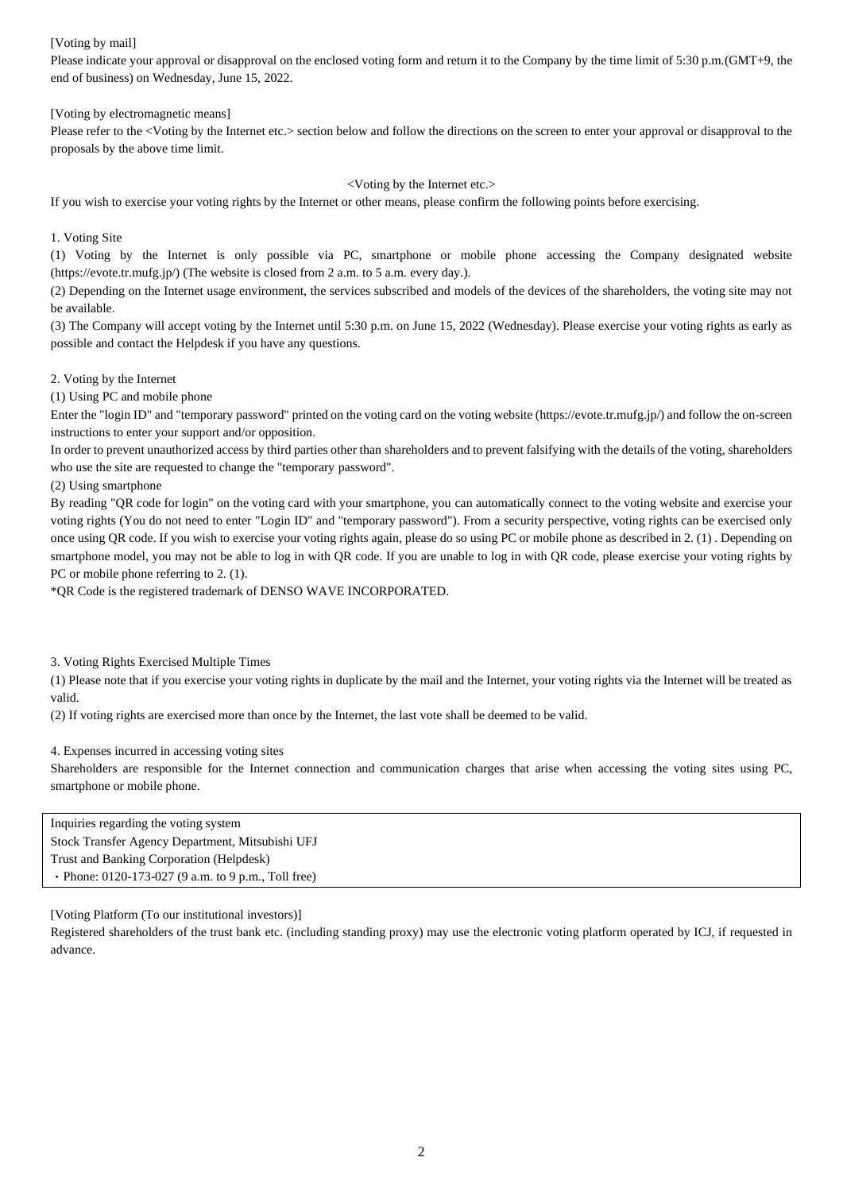[Voting by mail]

Please indicate your approval or disapproval on the enclosed voting form and return it to the Company by the time limit of 5:30 p.m.(GMT+9, the end of business) on Wednesday, June 15, 2022.

[Voting by electromagnetic means]

Please refer to the <Voting by the Internet etc.> section below and follow the directions on the screen to enter your approval or disapproval to the proposals by the above time limit.

<Voting by the Internet etc.>

If you wish to exercise your voting rights by the Internet or other means, please confirm the following points before exercising.

1. Voting Site

(1) Voting by the Internet is only possible via PC, smartphone or mobile phone accessing the Company designated website (https://evote.tr.mufg.jp/) (The website is closed from 2 a.m. to 5 a.m. every day.).

(2) Depending on the Internet usage environment, the services subscribed and models of the devices of the shareholders, the voting site may not be available.

(3) The Company will accept voting by the Internet until 5:30 p.m. on June 15, 2022 (Wednesday). Please exercise your voting rights as early as possible and contact the Helpdesk if you have any questions.

2. Voting by the Internet

(1) Using PC and mobile phone

Enter the "login ID" and "temporary password" printed on the voting card on the voting website (https://evote.tr.mufg.jp/) and follow the on-screen instructions to enter your support and/or opposition.

In order to prevent unauthorized access by third parties other than shareholders and to prevent falsifying with the details of the voting, shareholders who use the site are requested to change the "temporary password".

(2) Using smartphone

By reading "QR code for login" on the voting card with your smartphone, you can automatically connect to the voting website and exercise your voting rights (You do not need to enter "Login ID" and "temporary password"). From a security perspective, voting rights can be exercised only once using QR code. If you wish to exercise your voting rights again, please do so using PC or mobile phone as described in 2. (1) . Depending on smartphone model, you may not be able to log in with QR code. If you are unable to log in with QR code, please exercise your voting rights by PC or mobile phone referring to 2. (1).

*QR Code is the registered trademark of DENSO WAVE INCORPORATED.

3. Voting Rights Exercised Multiple Times

(1) Please note that if you exercise your voting rights in duplicate by the mail and the Internet, your voting rights via the Internet will be treated as valid.

(2) If voting rights are exercised more than once by the Internet, the last vote shall be deemed to be valid.

4. Expenses incurred in accessing voting sites

Shareholders are responsible for the Internet connection and communication charges that arise when accessing the voting sites using PC, smartphone or mobile phone.

| Inquiries regarding the voting system<br>Stock Transfer Agency Department, Mitsubishi UFJ<br>Trust and Banking Corporation (Helpdesk)<br>・Phone: 0120-173-027 (9 a.m. to 9 p.m., Toll free) |
|---|

[Voting Platform (To our institutional investors)]

Registered shareholders of the trust bank etc. (including standing proxy) may use the electronic voting platform operated by ICJ, if requested in advance.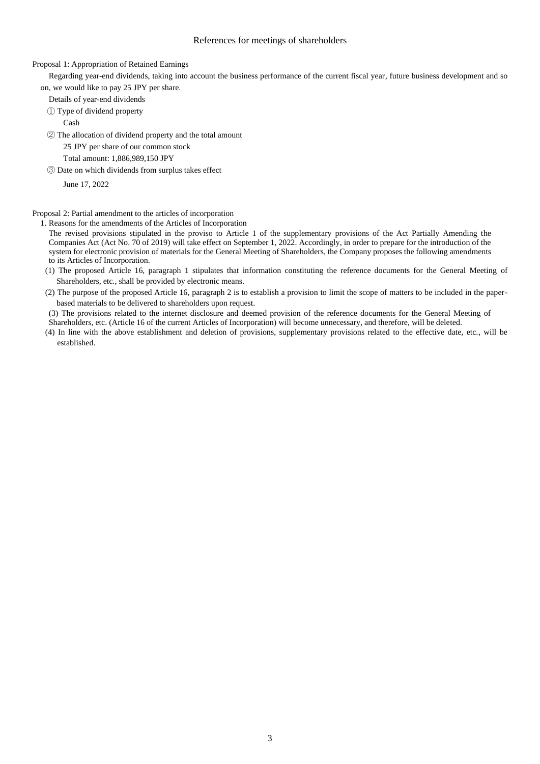# References for meetings of shareholders

Proposal 1: Appropriation of Retained Earnings

Regarding year-end dividends, taking into account the business performance of the current fiscal year, future business development and so on, we would like to pay 25 JPY per share.

Details of year-end dividends

① Type of dividend property

Cash

② The allocation of dividend property and the total amount

25 JPY per share of our common stock

Total amount: 1,886,989,150 JPY

③ Date on which dividends from surplus takes effect

June 17, 2022

Proposal 2: Partial amendment to the articles of incorporation

1. Reasons for the amendments of the Articles of Incorporation

The revised provisions stipulated in the proviso to Article 1 of the supplementary provisions of the Act Partially Amending the Companies Act (Act No. 70 of 2019) will take effect on September 1, 2022. Accordingly, in order to prepare for the introduction of the system for electronic provision of materials for the General Meeting of Shareholders, the Company proposes the following amendments to its Articles of Incorporation.

(1) The proposed Article 16, paragraph 1 stipulates that information constituting the reference documents for the General Meeting of Shareholders, etc., shall be provided by electronic means.

(2) The purpose of the proposed Article 16, paragraph 2 is to establish a provision to limit the scope of matters to be included in the paper-based materials to be delivered to shareholders upon request.

(3) The provisions related to the internet disclosure and deemed provision of the reference documents for the General Meeting of Shareholders, etc. (Article 16 of the current Articles of Incorporation) will become unnecessary, and therefore, will be deleted.

(4) In line with the above establishment and deletion of provisions, supplementary provisions related to the effective date, etc., will be established.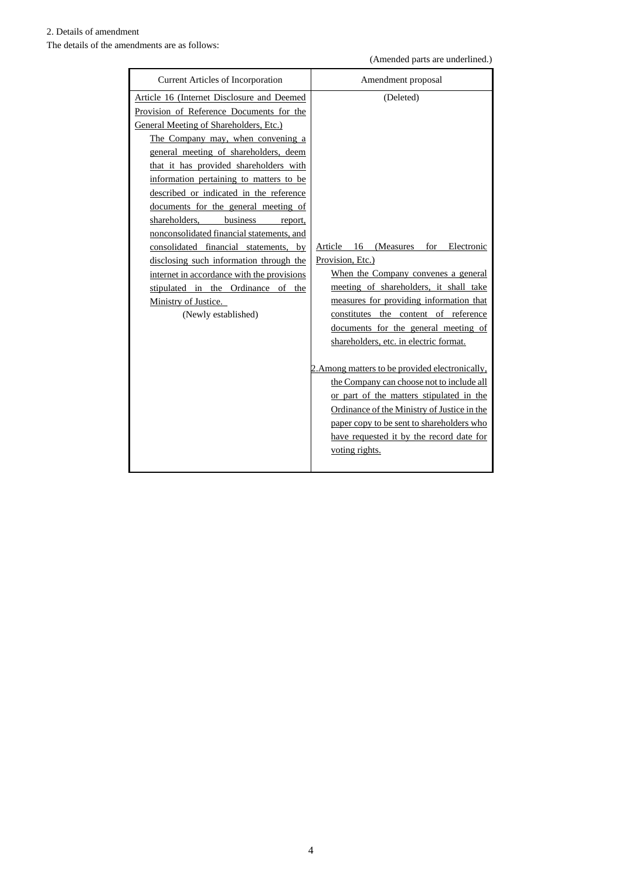2. Details of amendment

The details of the amendments are as follows:

(Amended parts are underlined.)

| Current Articles of Incorporation | Amendment proposal |
|---|---|
| <u>Article 16 (Internet Disclosure and Deemed Provision of Reference Documents for the General Meeting of Shareholders, Etc.)</u><br><u>The Company may, when convening a general meeting of shareholders, deem that it has provided shareholders with information pertaining to matters to be described or indicated in the reference documents for the general meeting of shareholders, business report, nonconsolidated financial statements, and consolidated financial statements, by disclosing such information through the internet in accordance with the provisions stipulated in the Ordinance of the Ministry of Justice.</u> | (Deleted) |
| (Newly established) | <u>Article 16 (Measures for Electronic Provision, Etc.)</u><br><u>When the Company convenes a general meeting of shareholders, it shall take measures for providing information that constitutes the content of reference documents for the general meeting of shareholders, etc. in electric format.</u><br><br><u>2. Among matters to be provided electronically, the Company can choose not to include all or part of the matters stipulated in the Ordinance of the Ministry of Justice in the paper copy to be sent to shareholders who have requested it by the record date for voting rights.</u> |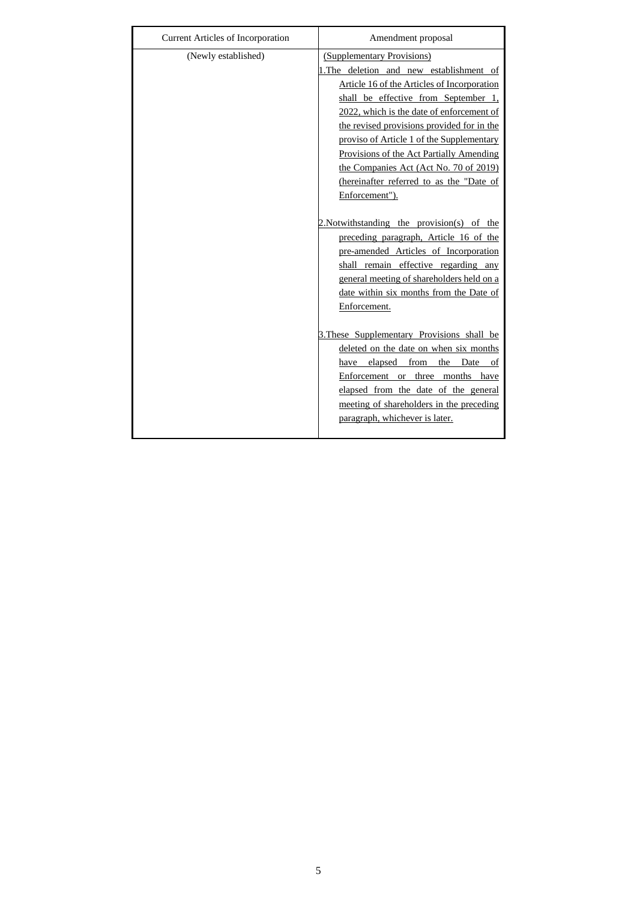| Current Articles of Incorporation | Amendment proposal |
| --- | --- |
| (Newly established) | (Supplementary Provisions)<br>1.The deletion and new establishment of Article 16 of the Articles of Incorporation shall be effective from September 1, 2022, which is the date of enforcement of the revised provisions provided for in the proviso of Article 1 of the Supplementary Provisions of the Act Partially Amending the Companies Act (Act No. 70 of 2019) (hereinafter referred to as the "Date of Enforcement").<br><br>2.Notwithstanding the provision(s) of the preceding paragraph, Article 16 of the pre-amended Articles of Incorporation shall remain effective regarding any general meeting of shareholders held on a date within six months from the Date of Enforcement.<br><br>3.These Supplementary Provisions shall be deleted on the date on when six months have elapsed from the Date of Enforcement or three months have elapsed from the date of the general meeting of shareholders in the preceding paragraph, whichever is later. |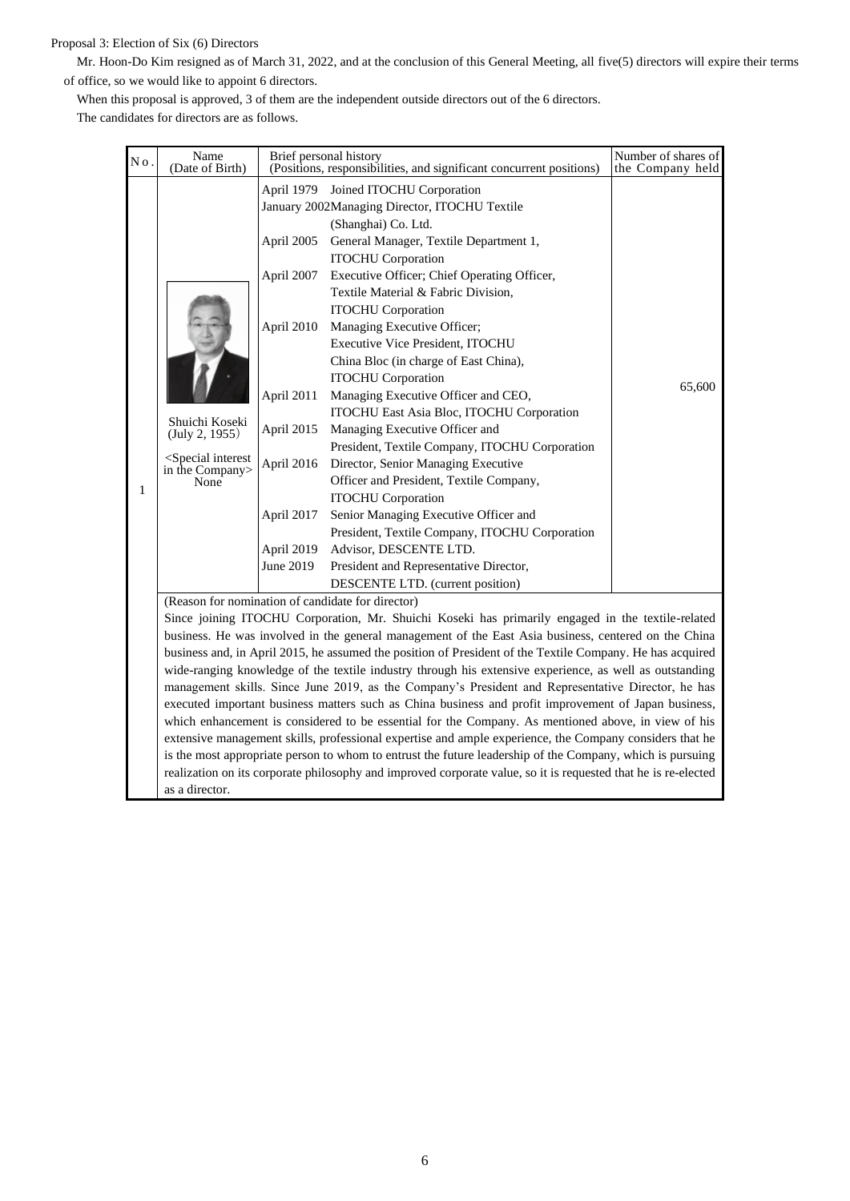Proposal 3: Election of Six (6) Directors

Mr. Hoon-Do Kim resigned as of March 31, 2022, and at the conclusion of this General Meeting, all five(5) directors will expire their terms of office, so we would like to appoint 6 directors.

When this proposal is approved, 3 of them are the independent outside directors out of the 6 directors.

The candidates for directors are as follows.

| No. | Name (Date of Birth) | Brief personal history (Positions, responsibilities, and significant concurrent positions) | Number of shares of the Company held |
|---|---|---|---|
| 1 | Shuichi Koseki (July 2, 1955) <Special interest in the Company> None | April 1979 Joined ITOCHU Corporation<br>January 2002 Managing Director, ITOCHU Textile (Shanghai) Co. Ltd.<br>April 2005 General Manager, Textile Department 1, ITOCHU Corporation<br>April 2007 Executive Officer; Chief Operating Officer, Textile Material & Fabric Division, ITOCHU Corporation<br>April 2010 Managing Executive Officer; Executive Vice President, ITOCHU China Bloc (in charge of East China), ITOCHU Corporation<br>April 2011 Managing Executive Officer and CEO, ITOCHU East Asia Bloc, ITOCHU Corporation<br>April 2015 Managing Executive Officer and President, Textile Company, ITOCHU Corporation<br>April 2016 Director, Senior Managing Executive Officer and President, Textile Company, ITOCHU Corporation<br>April 2017 Senior Managing Executive Officer and President, Textile Company, ITOCHU Corporation<br>April 2019 Advisor, DESCENTE LTD.<br>June 2019 President and Representative Director, DESCENTE LTD. (current position) | 65,600 |
| | (Reason for nomination of candidate for director)<br>Since joining ITOCHU Corporation, Mr. Shuichi Koseki has primarily engaged in the textile-related business. He was involved in the general management of the East Asia business, centered on the China business and, in April 2015, he assumed the position of President of the Textile Company. He has acquired wide-ranging knowledge of the textile industry through his extensive experience, as well as outstanding management skills. Since June 2019, as the Company's President and Representative Director, he has executed important business matters such as China business and profit improvement of Japan business, which enhancement is considered to be essential for the Company. As mentioned above, in view of his extensive management skills, professional expertise and ample experience, the Company considers that he is the most appropriate person to whom to entrust the future leadership of the Company, which is pursuing realization on its corporate philosophy and improved corporate value, so it is requested that he is re-elected as a director. | | |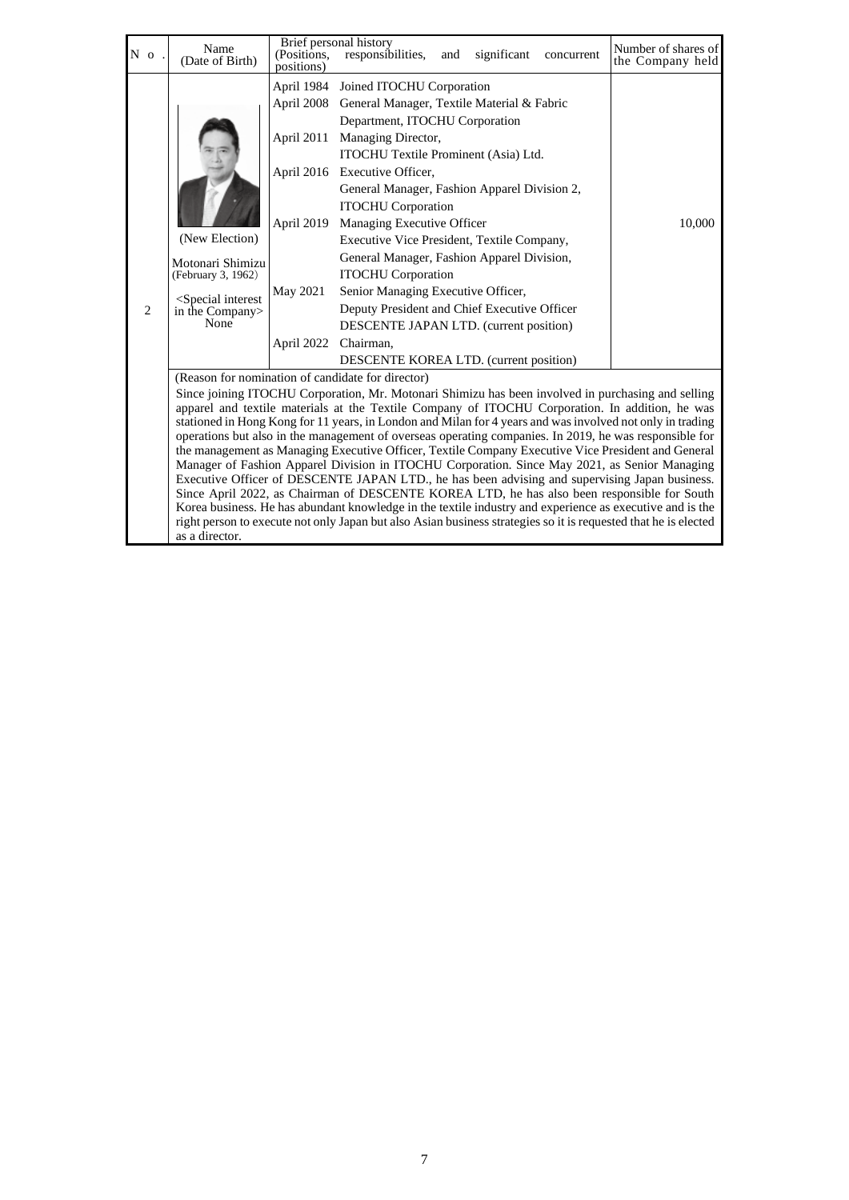| No. | Name (Date of Birth) | Brief personal history (Positions, responsibilities, and significant concurrent positions) | | Number of shares of the Company held |
|---|---|---|---|---|
| 2 | (New Election)<br>Motonari Shimizu<br>(February 3, 1962)<br><Special interest in the Company><br>None | April 1984 | Joined ITOCHU Corporation | 10,000 |
| | | April 2008 | General Manager, Textile Material & Fabric Department, ITOCHU Corporation | |
| | | April 2011 | Managing Director, ITOCHU Textile Prominent (Asia) Ltd. | |
| | | April 2016 | Executive Officer, General Manager, Fashion Apparel Division 2, ITOCHU Corporation | |
| | | April 2019 | Managing Executive Officer Executive Vice President, Textile Company, General Manager, Fashion Apparel Division, ITOCHU Corporation | |
| | | May 2021 | Senior Managing Executive Officer, Deputy President and Chief Executive Officer DESCENTE JAPAN LTD. (current position) | |
| | | April 2022 | Chairman, DESCENTE KOREA LTD. (current position) | |

(Reason for nomination of candidate for director)

Since joining ITOCHU Corporation, Mr. Motonari Shimizu has been involved in purchasing and selling apparel and textile materials at the Textile Company of ITOCHU Corporation. In addition, he was stationed in Hong Kong for 11 years, in London and Milan for 4 years and was involved not only in trading operations but also in the management of overseas operating companies. In 2019, he was responsible for the management as Managing Executive Officer, Textile Company Executive Vice President and General Manager of Fashion Apparel Division in ITOCHU Corporation. Since May 2021, as Senior Managing Executive Officer of DESCENTE JAPAN LTD., he has been advising and supervising Japan business. Since April 2022, as Chairman of DESCENTE KOREA LTD, he has also been responsible for South Korea business. He has abundant knowledge in the textile industry and experience as executive and is the right person to execute not only Japan but also Asian business strategies so it is requested that he is elected as a director.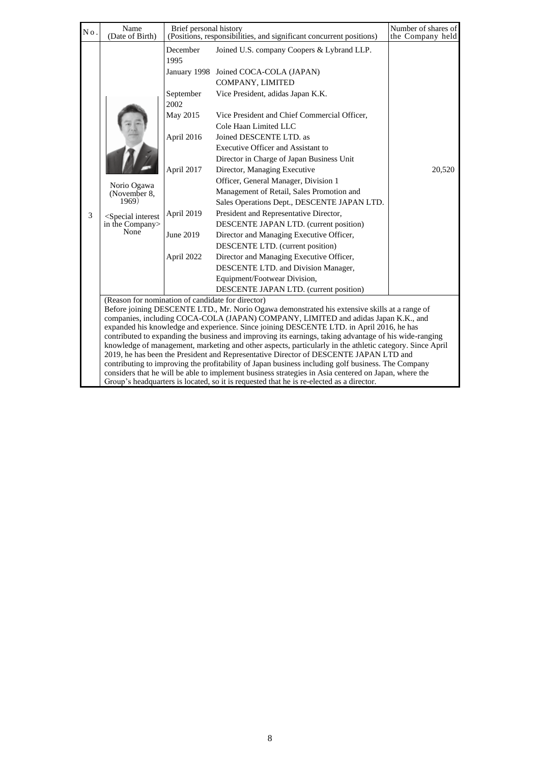| No. | Name (Date of Birth) | Brief personal history (Positions, responsibilities, and significant concurrent positions) | | Number of shares of the Company held |
|---|---|---|---|---|
| 3 | Norio Ogawa (November 8, 1969)<br><br><Special interest in the Company> None | December 1995 | Joined U.S. company Coopers & Lybrand LLP. | 20,520 |
| | | January 1998 | Joined COCA-COLA (JAPAN) COMPANY, LIMITED | |
| | | September 2002 | Vice President, adidas Japan K.K. | |
| | | May 2015 | Vice President and Chief Commercial Officer, Cole Haan Limited LLC | |
| | | April 2016 | Joined DESCENTE LTD. as Executive Officer and Assistant to Director in Charge of Japan Business Unit | |
| | | April 2017 | Director, Managing Executive Officer, General Manager, Division 1 Management of Retail, Sales Promotion and Sales Operations Dept., DESCENTE JAPAN LTD. | |
| | | April 2019 | President and Representative Director, DESCENTE JAPAN LTD. (current position) | |
| | | June 2019 | Director and Managing Executive Officer, DESCENTE LTD. (current position) | |
| | | April 2022 | Director and Managing Executive Officer, DESCENTE LTD. and Division Manager, Equipment/Footwear Division, DESCENTE JAPAN LTD. (current position) | |

(Reason for nomination of candidate for director)
Before joining DESCENTE LTD., Mr. Norio Ogawa demonstrated his extensive skills at a range of companies, including COCA-COLA (JAPAN) COMPANY, LIMITED and adidas Japan K.K., and expanded his knowledge and experience. Since joining DESCENTE LTD. in April 2016, he has contributed to expanding the business and improving its earnings, taking advantage of his wide-ranging knowledge of management, marketing and other aspects, particularly in the athletic category. Since April 2019, he has been the President and Representative Director of DESCENTE JAPAN LTD and contributing to improving the profitability of Japan business including golf business. The Company considers that he will be able to implement business strategies in Asia centered on Japan, where the Group's headquarters is located, so it is requested that he is re-elected as a director.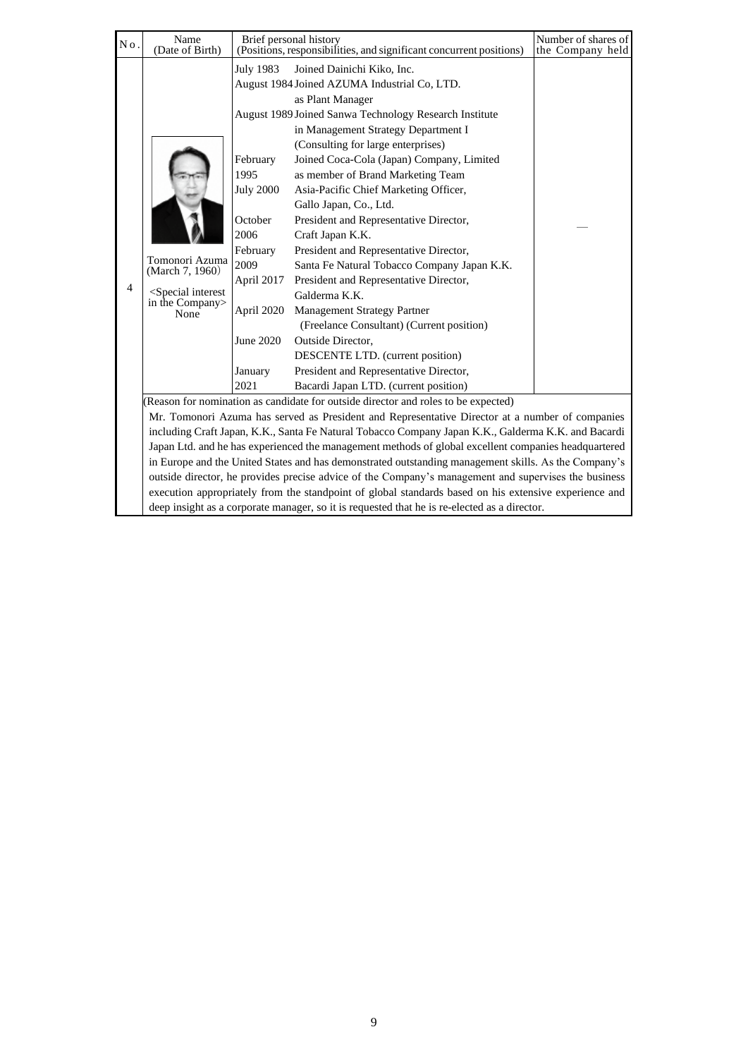| No. | Name (Date of Birth) | Brief personal history (Positions, responsibilities, and significant concurrent positions) | Number of shares of the Company held |
|---|---|---|---|
| 4 | Tomonori Azuma (March 7, 1960)<br><br><Special interest in the Company> None | July 1983 Joined Dainichi Kiko, Inc.<br>August 1984 Joined AZUMA Industrial Co, LTD. as Plant Manager<br>August 1989 Joined Sanwa Technology Research Institute in Management Strategy Department I (Consulting for large enterprises)<br>February 1995 Joined Coca-Cola (Japan) Company, Limited as member of Brand Marketing Team<br>July 2000 Asia-Pacific Chief Marketing Officer, Gallo Japan, Co., Ltd.<br>October 2006 President and Representative Director, Craft Japan K.K.<br>February 2009 President and Representative Director, Santa Fe Natural Tobacco Company Japan K.K.<br>April 2017 President and Representative Director, Galderma K.K.<br>April 2020 Management Strategy Partner (Freelance Consultant) (Current position)<br>June 2020 Outside Director, DESCENTE LTD. (current position)<br>January 2021 President and Representative Director, Bacardi Japan LTD. (current position) | — |
| | (Reason for nomination as candidate for outside director and roles to be expected)<br>Mr. Tomonori Azuma has served as President and Representative Director at a number of companies including Craft Japan, K.K., Santa Fe Natural Tobacco Company Japan K.K., Galderma K.K. and Bacardi Japan Ltd. and he has experienced the management methods of global excellent companies headquartered in Europe and the United States and has demonstrated outstanding management skills. As the Company's outside director, he provides precise advice of the Company's management and supervises the business execution appropriately from the standpoint of global standards based on his extensive experience and deep insight as a corporate manager, so it is requested that he is re-elected as a director. | | |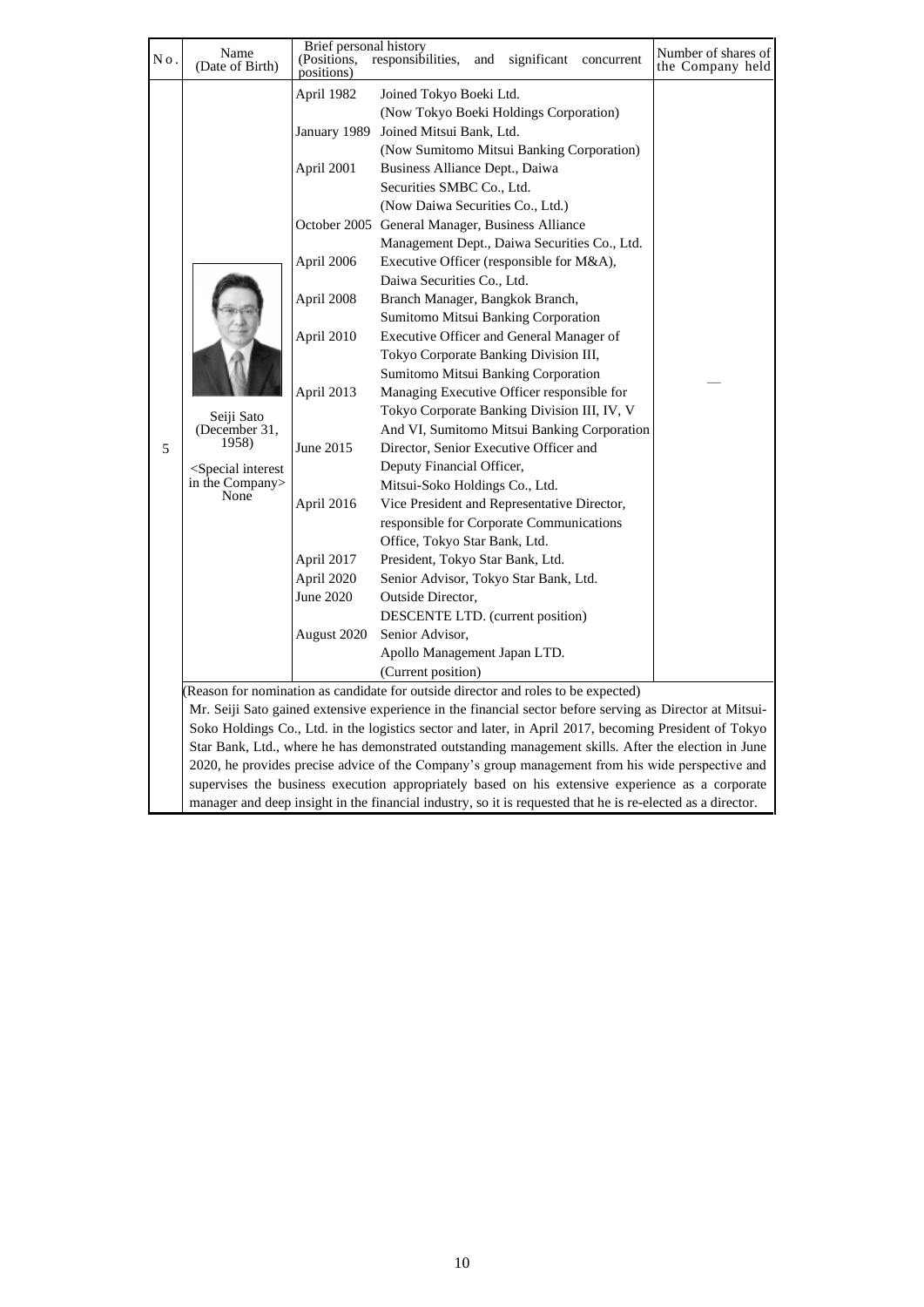| No. | Name (Date of Birth) | Brief personal history (Positions, responsibilities, and significant concurrent positions) | | Number of shares of the Company held |
|---|---|---|---|---|
| 5 | Seiji Sato (December 31, 1958) <Special interest in the Company> None | April 1982 | Joined Tokyo Boeki Ltd. (Now Tokyo Boeki Holdings Corporation) | — |
| | | January 1989 | Joined Mitsui Bank, Ltd. (Now Sumitomo Mitsui Banking Corporation) | |
| | | April 2001 | Business Alliance Dept., Daiwa Securities SMBC Co., Ltd. (Now Daiwa Securities Co., Ltd.) | |
| | | October 2005 | General Manager, Business Alliance Management Dept., Daiwa Securities Co., Ltd. | |
| | | April 2006 | Executive Officer (responsible for M&A), Daiwa Securities Co., Ltd. | |
| | | April 2008 | Branch Manager, Bangkok Branch, Sumitomo Mitsui Banking Corporation | |
| | | April 2010 | Executive Officer and General Manager of Tokyo Corporate Banking Division III, Sumitomo Mitsui Banking Corporation | |
| | | April 2013 | Managing Executive Officer responsible for Tokyo Corporate Banking Division III, IV, V And VI, Sumitomo Mitsui Banking Corporation | |
| | | June 2015 | Director, Senior Executive Officer and Deputy Financial Officer, Mitsui-Soko Holdings Co., Ltd. | |
| | | April 2016 | Vice President and Representative Director, responsible for Corporate Communications Office, Tokyo Star Bank, Ltd. | |
| | | April 2017 | President, Tokyo Star Bank, Ltd. | |
| | | April 2020 | Senior Advisor, Tokyo Star Bank, Ltd. | |
| | | June 2020 | Outside Director, DESCENTE LTD. (current position) | |
| | | August 2020 | Senior Advisor, Apollo Management Japan LTD. (Current position) | |

(Reason for nomination as candidate for outside director and roles to be expected)

Mr. Seiji Sato gained extensive experience in the financial sector before serving as Director at Mitsui-Soko Holdings Co., Ltd. in the logistics sector and later, in April 2017, becoming President of Tokyo Star Bank, Ltd., where he has demonstrated outstanding management skills. After the election in June 2020, he provides precise advice of the Company's group management from his wide perspective and supervises the business execution appropriately based on his extensive experience as a corporate manager and deep insight in the financial industry, so it is requested that he is re-elected as a director.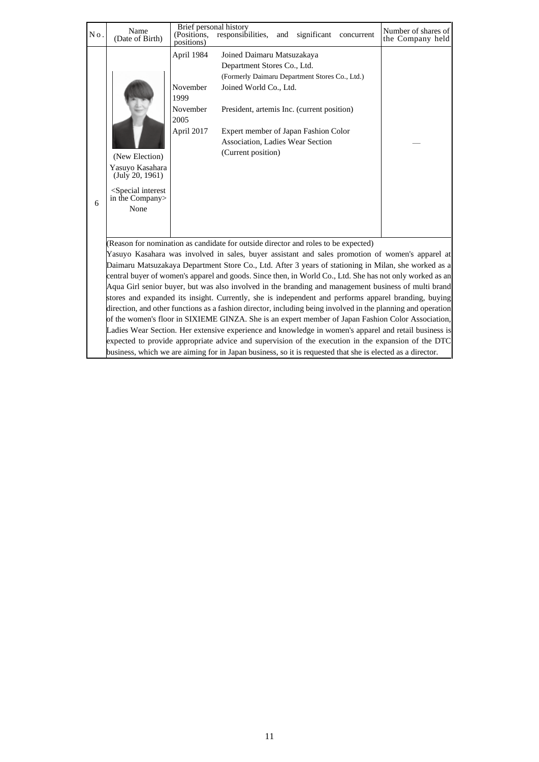| No. | Name (Date of Birth) | Brief personal history (Positions, responsibilities, and significant concurrent positions) | | Number of shares of the Company held |
|---|---|---|---|---|
| 6 | (New Election) Yasuyo Kasahara (July 20, 1961) <Special interest in the Company> None | April 1984 | Joined Daimaru Matsuzakaya Department Stores Co., Ltd. (Formerly Daimaru Department Stores Co., Ltd.) | — |
| | | November 1999 | Joined World Co., Ltd. | |
| | | November 2005 | President, artemis Inc. (current position) | |
| | | April 2017 | Expert member of Japan Fashion Color Association, Ladies Wear Section (Current position) | |

(Reason for nomination as candidate for outside director and roles to be expected)

Yasuyo Kasahara was involved in sales, buyer assistant and sales promotion of women's apparel at Daimaru Matsuzakaya Department Store Co., Ltd. After 3 years of stationing in Milan, she worked as a central buyer of women's apparel and goods. Since then, in World Co., Ltd. She has not only worked as an Aqua Girl senior buyer, but was also involved in the branding and management business of multi brand stores and expanded its insight. Currently, she is independent and performs apparel branding, buying direction, and other functions as a fashion director, including being involved in the planning and operation of the women's floor in SIXIEME GINZA. She is an expert member of Japan Fashion Color Association, Ladies Wear Section. Her extensive experience and knowledge in women's apparel and retail business is expected to provide appropriate advice and supervision of the execution in the expansion of the DTC business, which we are aiming for in Japan business, so it is requested that she is elected as a director.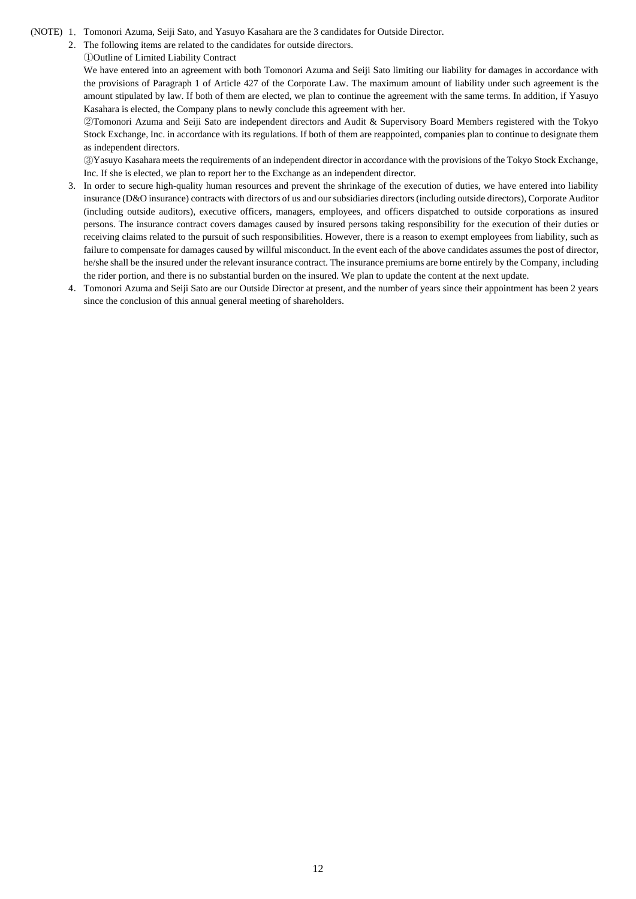(NOTE) 1. Tomonori Azuma, Seiji Sato, and Yasuyo Kasahara are the 3 candidates for Outside Director.

2. The following items are related to the candidates for outside directors.

①Outline of Limited Liability Contract

We have entered into an agreement with both Tomonori Azuma and Seiji Sato limiting our liability for damages in accordance with the provisions of Paragraph 1 of Article 427 of the Corporate Law. The maximum amount of liability under such agreement is the amount stipulated by law. If both of them are elected, we plan to continue the agreement with the same terms. In addition, if Yasuyo Kasahara is elected, the Company plans to newly conclude this agreement with her.

②Tomonori Azuma and Seiji Sato are independent directors and Audit & Supervisory Board Members registered with the Tokyo Stock Exchange, Inc. in accordance with its regulations. If both of them are reappointed, companies plan to continue to designate them as independent directors.

③Yasuyo Kasahara meets the requirements of an independent director in accordance with the provisions of the Tokyo Stock Exchange, Inc. If she is elected, we plan to report her to the Exchange as an independent director.

3. In order to secure high-quality human resources and prevent the shrinkage of the execution of duties, we have entered into liability insurance (D&O insurance) contracts with directors of us and our subsidiaries directors (including outside directors), Corporate Auditor (including outside auditors), executive officers, managers, employees, and officers dispatched to outside corporations as insured persons. The insurance contract covers damages caused by insured persons taking responsibility for the execution of their duties or receiving claims related to the pursuit of such responsibilities. However, there is a reason to exempt employees from liability, such as failure to compensate for damages caused by willful misconduct. In the event each of the above candidates assumes the post of director, he/she shall be the insured under the relevant insurance contract. The insurance premiums are borne entirely by the Company, including the rider portion, and there is no substantial burden on the insured. We plan to update the content at the next update.

4. Tomonori Azuma and Seiji Sato are our Outside Director at present, and the number of years since their appointment has been 2 years since the conclusion of this annual general meeting of shareholders.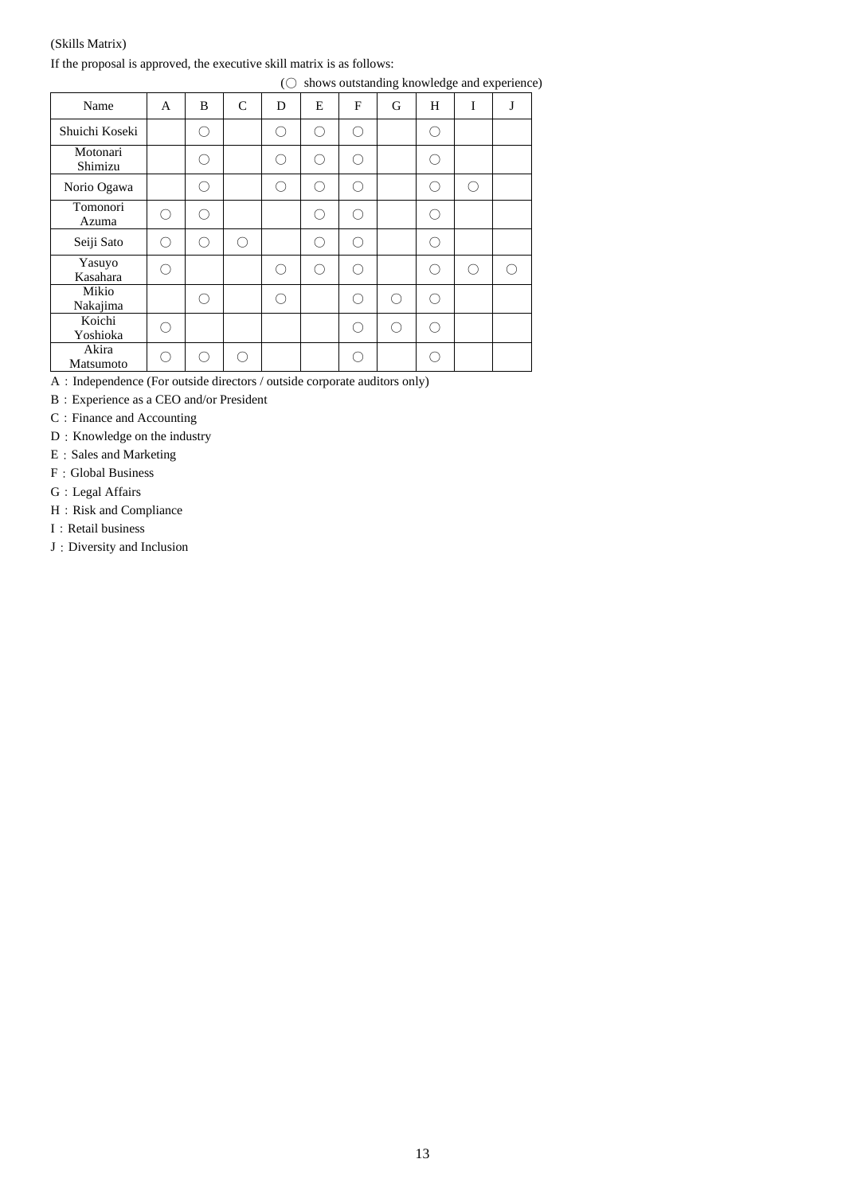(Skills Matrix)

If the proposal is approved, the executive skill matrix is as follows:

(○ shows outstanding knowledge and experience)

| Name | A | B | C | D | E | F | G | H | I | J |
|---|---|---|---|---|---|---|---|---|---|---|
| Shuichi Koseki | | ○ | | ○ | ○ | ○ | | ○ | | |
| Motonari Shimizu | | ○ | | ○ | ○ | ○ | | ○ | | |
| Norio Ogawa | | ○ | | ○ | ○ | ○ | | ○ | ○ | |
| Tomonori Azuma | ○ | ○ | | | ○ | ○ | | ○ | | |
| Seiji Sato | ○ | ○ | ○ | | ○ | ○ | | ○ | | |
| Yasuyo Kasahara | ○ | | | ○ | ○ | ○ | | ○ | ○ | ○ |
| Mikio Nakajima | | ○ | | ○ | | ○ | ○ | ○ | | |
| Koichi Yoshioka | ○ | | | | | ○ | ○ | ○ | | |
| Akira Matsumoto | ○ | ○ | ○ | | | ○ | | ○ | | |

A：Independence (For outside directors / outside corporate auditors only)

B：Experience as a CEO and/or President

C：Finance and Accounting

D：Knowledge on the industry

E：Sales and Marketing

F：Global Business

G：Legal Affairs

H：Risk and Compliance

I：Retail business

J：Diversity and Inclusion